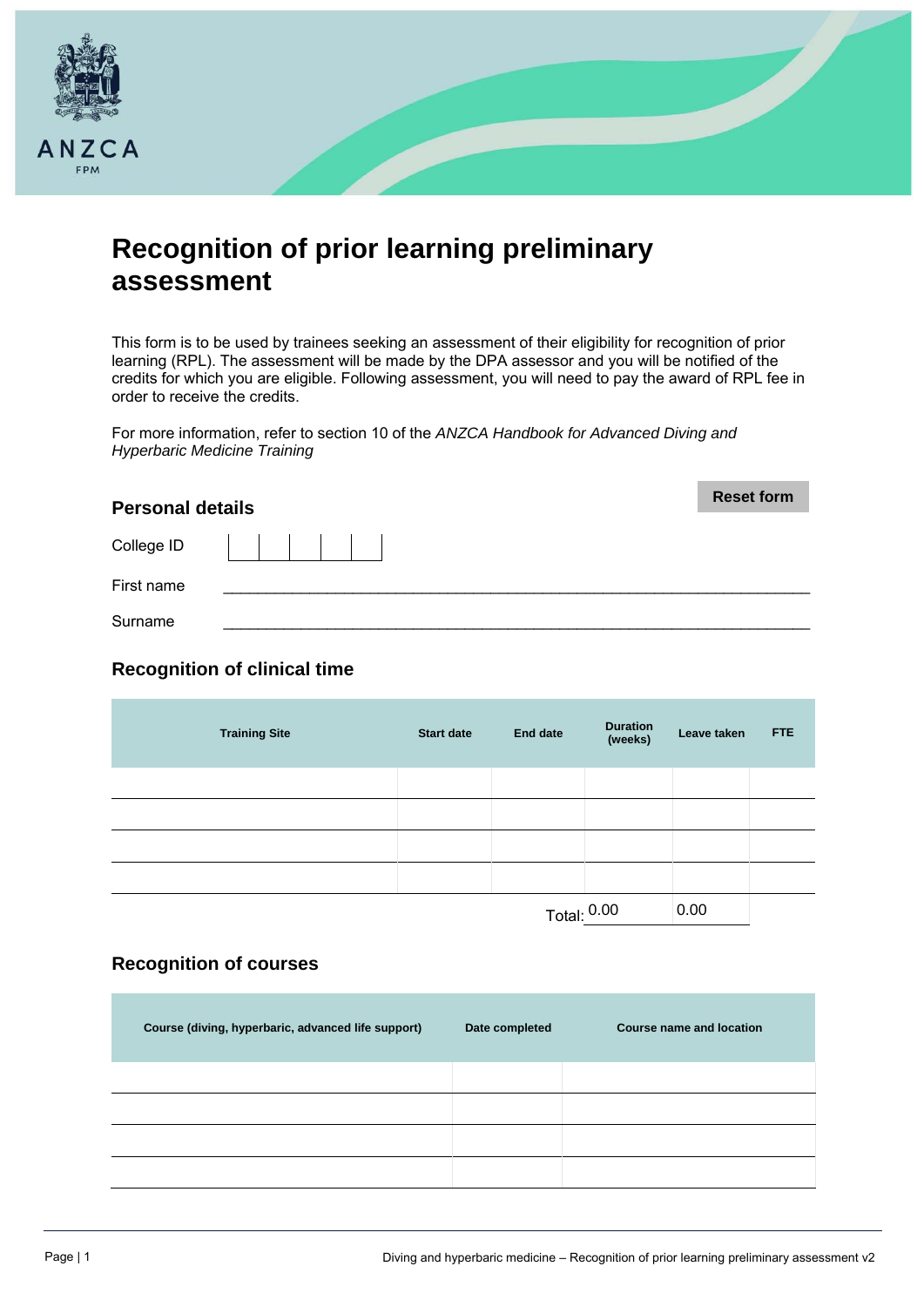# Recognition of prior learning preliminary assessment

This form is to be used by trainees seeking an assessment of their eligibility for recognition of prior learning (RPL). The assessment will be made by the DPA assessor and you will be notified of the credits for which you are eligible. Following assessment, you will need to pay the award of RPL fee in order to receive the credits.

For more information, refer to section 10 of the *ANZCA Handbook for Advanced Diving and Hyperbaric Medicine Training*

Reset form

## Personal details

College ID | | | | | |

First name ___________________________________________

Surname ___________________________________________

## Recognition of clinical time

| Training Site | Start date | End date | Duration (weeks) | Leave taken | FTE |
|---|---|---|---|---|---|
| | | | | | |
| | | | | | |
| | | | | | |
| | | | | | |
| | | Total: | 0.00 | 0.00 | |

## Recognition of courses

| Course (diving, hyperbaric, advanced life support) | Date completed | Course name and location |
|---|---|---|
| | | |
| | | |
| | | |
| | | |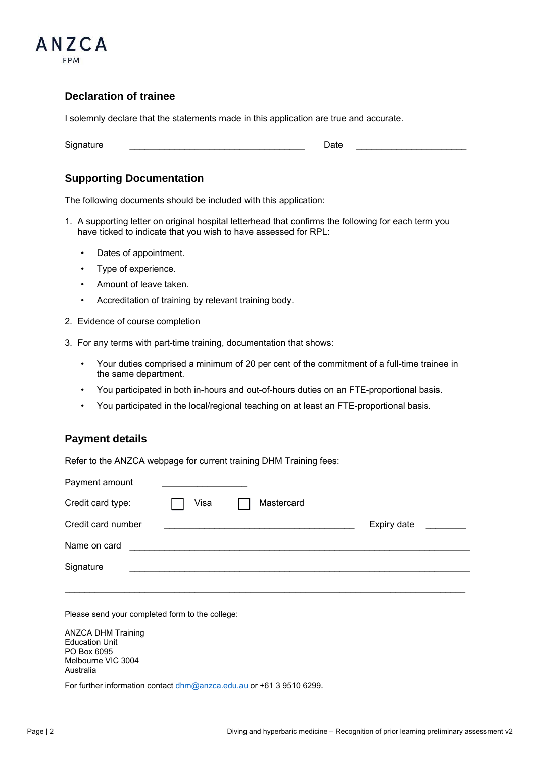ANZCA

FPM

## Declaration of trainee

I solemnly declare that the statements made in this application are true and accurate.

Signature ___________________________________ Date ______________________

## Supporting Documentation

The following documents should be included with this application:

1. A supporting letter on original hospital letterhead that confirms the following for each term you have ticked to indicate that you wish to have assessed for RPL:
   - Dates of appointment.
   - Type of experience.
   - Amount of leave taken.
   - Accreditation of training by relevant training body.
2. Evidence of course completion
3. For any terms with part-time training, documentation that shows:
   - Your duties comprised a minimum of 20 per cent of the commitment of a full-time trainee in the same department.
   - You participated in both in-hours and out-of-hours duties on an FTE-proportional basis.
   - You participated in the local/regional teaching on at least an FTE-proportional basis.

## Payment details

Refer to the ANZCA webpage for current training DHM Training fees:

Payment amount _________________

Credit card type: ☐ Visa ☐ Mastercard

Credit card number ______________________________________ Expiry date ________

Name on card ______________________________________________________________________

Signature ______________________________________________________________________

________________________________________________________________________________

Please send your completed form to the college:

ANZCA DHM Training
Education Unit
PO Box 6095
Melbourne VIC 3004
Australia

For further information contact dhm@anzca.edu.au or +61 3 9510 6299.